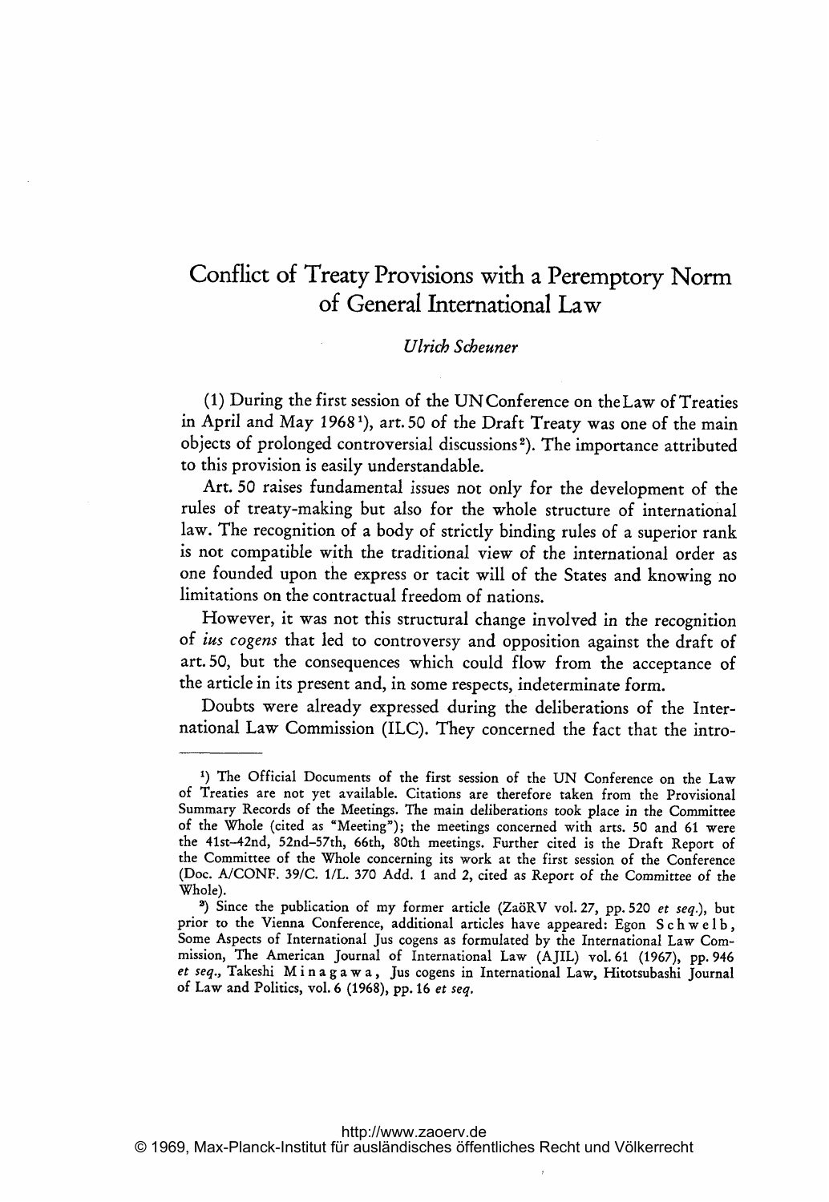# Conflict of Treaty Provisions with a Peremptory Norm of General International Law

*Ulrich Scheuner*

(1) During the first session of the UN Conference on the Law of Treaties in April and May 1968[1]), art. 50 of the Draft Treaty was one of the main objects of prolonged controversial discussions[2]). The importance attributed to this provision is easily understandable.

Art. 50 raises fundamental issues not only for the development of the rules of treaty-making but also for the whole structure of international law. The recognition of a body of strictly binding rules of a superior rank is not compatible with the traditional view of the international order as one founded upon the express or tacit will of the States and knowing no limitations on the contractual freedom of nations.

However, it was not this structural change involved in the recognition of *ius cogens* that led to controversy and opposition against the draft of art. 50, but the consequences which could flow from the acceptance of the article in its present and, in some respects, indeterminate form.

Doubts were already expressed during the deliberations of the International Law Commission (ILC). They concerned the fact that the intro-

---

[1]) The Official Documents of the first session of the UN Conference on the Law of Treaties are not yet available. Citations are therefore taken from the Provisional Summary Records of the Meetings. The main deliberations took place in the Committee of the Whole (cited as "Meeting"); the meetings concerned with arts. 50 and 61 were the 41st–42nd, 52nd–57th, 66th, 80th meetings. Further cited is the Draft Report of the Committee of the Whole concerning its work at the first session of the Conference (Doc. A/CONF. 39/C. 1/L. 370 Add. 1 and 2, cited as Report of the Committee of the Whole).

[2]) Since the publication of my former article (ZaöRV vol. 27, pp. 520 *et seq.*), but prior to the Vienna Conference, additional articles have appeared: Egon Schwelb, Some Aspects of International Jus cogens as formulated by the International Law Commission, The American Journal of International Law (AJIL) vol. 61 (1967), pp. 946 *et seq.*, Takeshi Minagawa, Jus cogens in International Law, Hitotsubashi Journal of Law and Politics, vol. 6 (1968), pp. 16 *et seq.*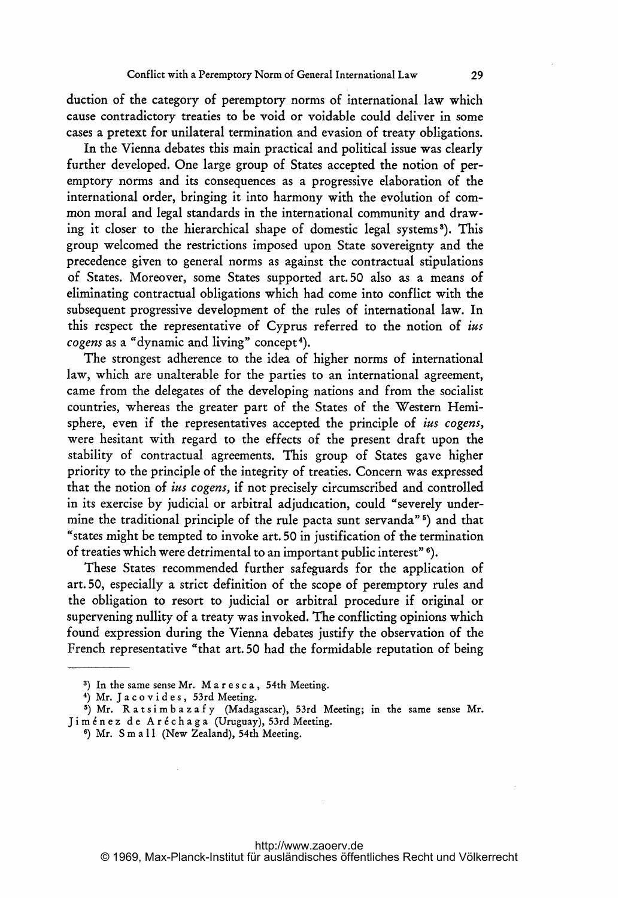duction of the category of peremptory norms of international law which cause contradictory treaties to be void or voidable could deliver in some cases a pretext for unilateral termination and evasion of treaty obligations.

In the Vienna debates this main practical and political issue was clearly further developed. One large group of States accepted the notion of peremptory norms and its consequences as a progressive elaboration of the international order, bringing it into harmony with the evolution of common moral and legal standards in the international community and drawing it closer to the hierarchical shape of domestic legal systems[3]). This group welcomed the restrictions imposed upon State sovereignty and the precedence given to general norms as against the contractual stipulations of States. Moreover, some States supported art. 50 also as a means of eliminating contractual obligations which had come into conflict with the subsequent progressive development of the rules of international law. In this respect the representative of Cyprus referred to the notion of *ius cogens* as a "dynamic and living" concept[4]).

The strongest adherence to the idea of higher norms of international law, which are unalterable for the parties to an international agreement, came from the delegates of the developing nations and from the socialist countries, whereas the greater part of the States of the Western Hemisphere, even if the representatives accepted the principle of *ius cogens*, were hesitant with regard to the effects of the present draft upon the stability of contractual agreements. This group of States gave higher priority to the principle of the integrity of treaties. Concern was expressed that the notion of *ius cogens*, if not precisely circumscribed and controlled in its exercise by judicial or arbitral adjudication, could "severely undermine the traditional principle of the rule pacta sunt servanda"[5]) and that "states might be tempted to invoke art. 50 in justification of the termination of treaties which were detrimental to an important public interest"[6]).

These States recommended further safeguards for the application of art. 50, especially a strict definition of the scope of peremptory rules and the obligation to resort to judicial or arbitral procedure if original or supervening nullity of a treaty was invoked. The conflicting opinions which found expression during the Vienna debates justify the observation of the French representative "that art. 50 had the formidable reputation of being

---

[3]) In the same sense Mr. Maresca, 54th Meeting.

[4]) Mr. Jacovides, 53rd Meeting.

[5]) Mr. Ratsimbazafy (Madagascar), 53rd Meeting; in the same sense Mr. Jiménez de Aréchaga (Uruguay), 53rd Meeting.

[6]) Mr. Small (New Zealand), 54th Meeting.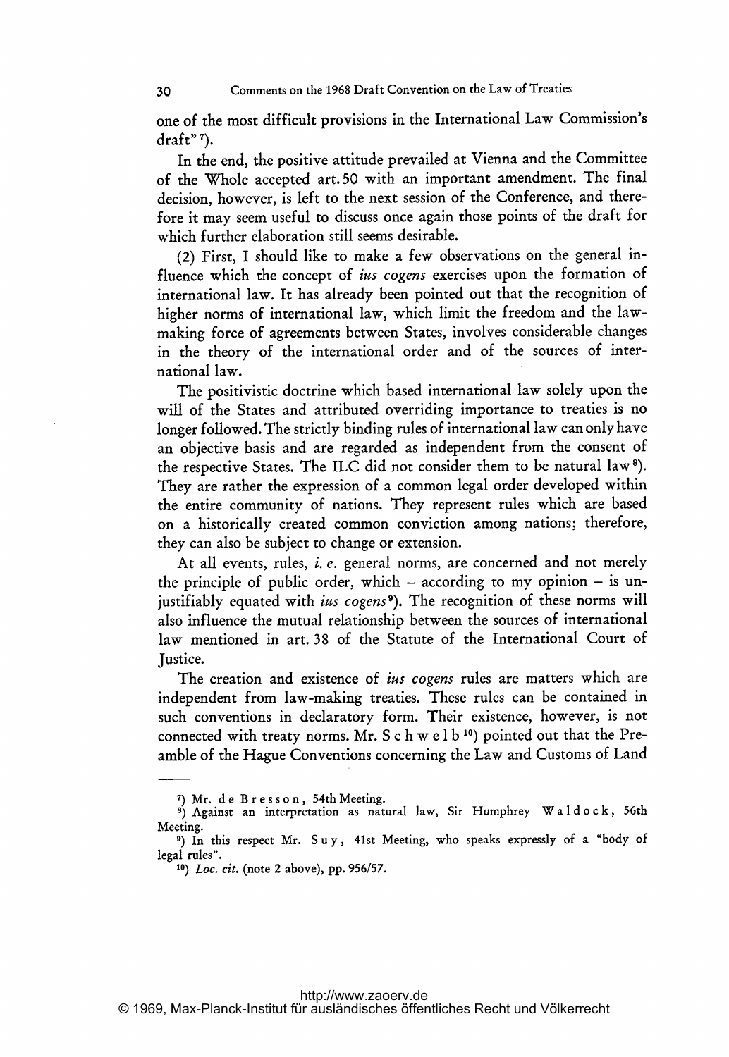one of the most difficult provisions in the International Law Commission's draft"[7]).

In the end, the positive attitude prevailed at Vienna and the Committee of the Whole accepted art. 50 with an important amendment. The final decision, however, is left to the next session of the Conference, and therefore it may seem useful to discuss once again those points of the draft for which further elaboration still seems desirable.

(2) First, I should like to make a few observations on the general influence which the concept of *ius cogens* exercises upon the formation of international law. It has already been pointed out that the recognition of higher norms of international law, which limit the freedom and the law-making force of agreements between States, involves considerable changes in the theory of the international order and of the sources of international law.

The positivistic doctrine which based international law solely upon the will of the States and attributed overriding importance to treaties is no longer followed. The strictly binding rules of international law can only have an objective basis and are regarded as independent from the consent of the respective States. The ILC did not consider them to be natural law[8]). They are rather the expression of a common legal order developed within the entire community of nations. They represent rules which are based on a historically created common conviction among nations; therefore, they can also be subject to change or extension.

At all events, rules, *i. e.* general norms, are concerned and not merely the principle of public order, which – according to my opinion – is unjustifiably equated with *ius cogens*[9]). The recognition of these norms will also influence the mutual relationship between the sources of international law mentioned in art. 38 of the Statute of the International Court of Justice.

The creation and existence of *ius cogens* rules are matters which are independent from law-making treaties. These rules can be contained in such conventions in declaratory form. Their existence, however, is not connected with treaty norms. Mr. Schwelb[10]) pointed out that the Preamble of the Hague Conventions concerning the Law and Customs of Land

---

[7]) Mr. de Bresson, 54th Meeting.

[8]) Against an interpretation as natural law, Sir Humphrey Waldock, 56th Meeting.

[9]) In this respect Mr. Suy, 41st Meeting, who speaks expressly of a "body of legal rules".

[10]) *Loc. cit.* (note 2 above), pp. 956/57.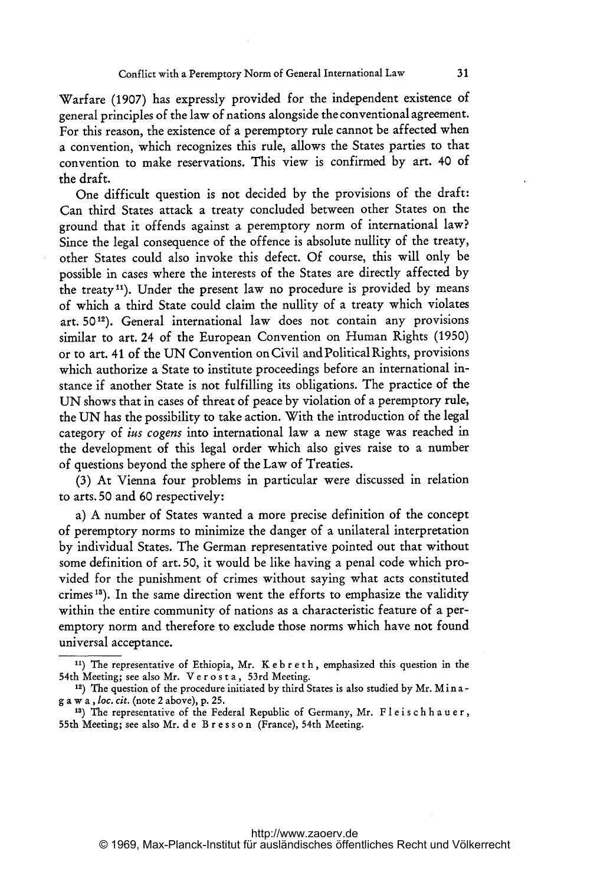Warfare (1907) has expressly provided for the independent existence of general principles of the law of nations alongside the conventional agreement. For this reason, the existence of a peremptory rule cannot be affected when a convention, which recognizes this rule, allows the States parties to that convention to make reservations. This view is confirmed by art. 40 of the draft.

One difficult question is not decided by the provisions of the draft: Can third States attack a treaty concluded between other States on the ground that it offends against a peremptory norm of international law? Since the legal consequence of the offence is absolute nullity of the treaty, other States could also invoke this defect. Of course, this will only be possible in cases where the interests of the States are directly affected by the treaty[11]). Under the present law no procedure is provided by means of which a third State could claim the nullity of a treaty which violates art. 50[12]). General international law does not contain any provisions similar to art. 24 of the European Convention on Human Rights (1950) or to art. 41 of the UN Convention on Civil and Political Rights, provisions which authorize a State to institute proceedings before an international instance if another State is not fulfilling its obligations. The practice of the UN shows that in cases of threat of peace by violation of a peremptory rule, the UN has the possibility to take action. With the introduction of the legal category of *ius cogens* into international law a new stage was reached in the development of this legal order which also gives raise to a number of questions beyond the sphere of the Law of Treaties.

(3) At Vienna four problems in particular were discussed in relation to arts. 50 and 60 respectively:

a) A number of States wanted a more precise definition of the concept of peremptory norms to minimize the danger of a unilateral interpretation by individual States. The German representative pointed out that without some definition of art. 50, it would be like having a penal code which provided for the punishment of crimes without saying what acts constituted crimes[13]). In the same direction went the efforts to emphasize the validity within the entire community of nations as a characteristic feature of a peremptory norm and therefore to exclude those norms which have not found universal acceptance.

---

[11]) The representative of Ethiopia, Mr. Kebreth, emphasized this question in the 54th Meeting; see also Mr. Verosta, 53rd Meeting.

[12]) The question of the procedure initiated by third States is also studied by Mr. Minagawa, *loc. cit.* (note 2 above), p. 25.

[13]) The representative of the Federal Republic of Germany, Mr. Fleischhauer, 55th Meeting; see also Mr. de Bresson (France), 54th Meeting.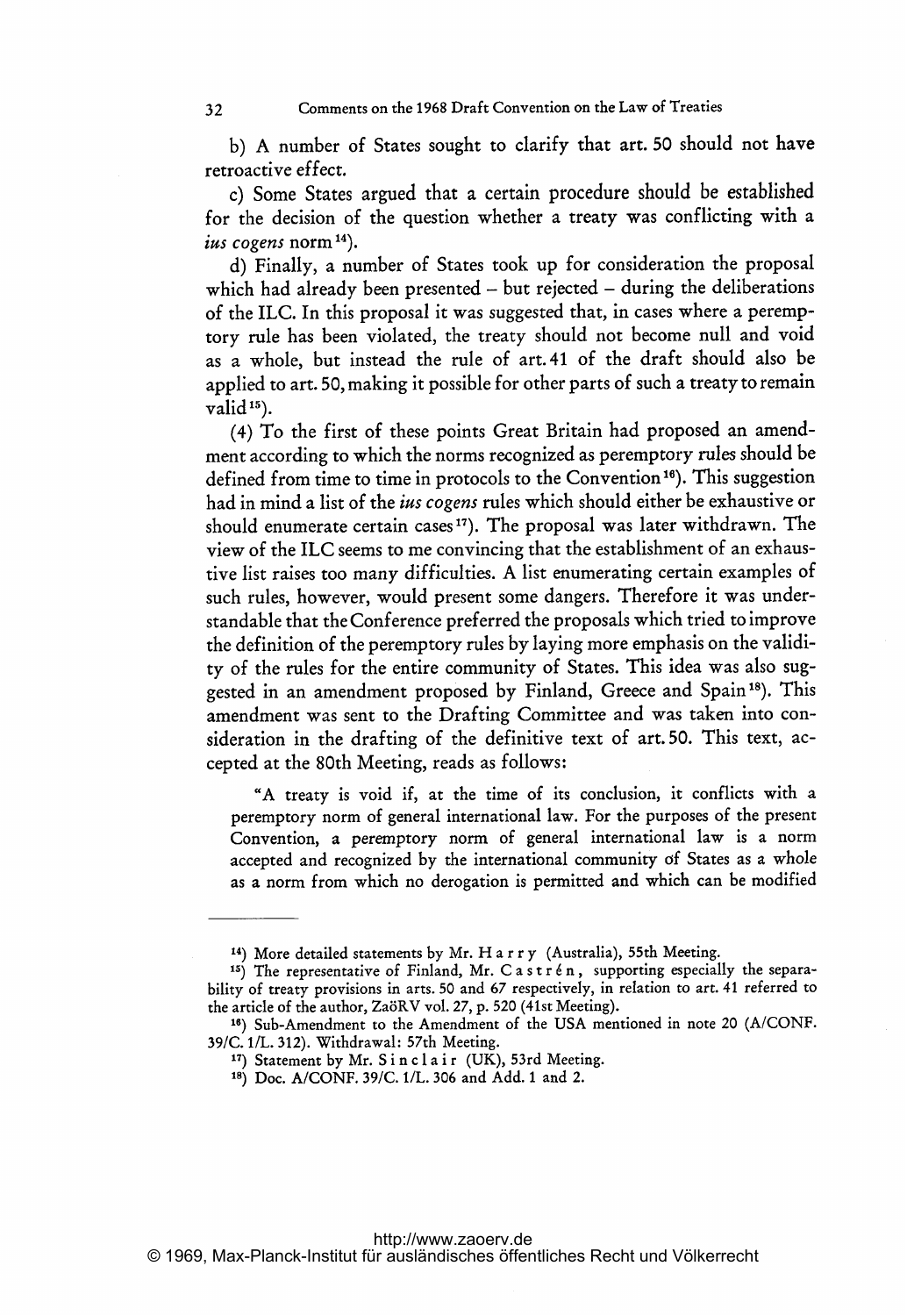b) A number of States sought to clarify that art. 50 should not have retroactive effect.

c) Some States argued that a certain procedure should be established for the decision of the question whether a treaty was conflicting with a *ius cogens* norm[14]).

d) Finally, a number of States took up for consideration the proposal which had already been presented – but rejected – during the deliberations of the ILC. In this proposal it was suggested that, in cases where a peremptory rule has been violated, the treaty should not become null and void as a whole, but instead the rule of art. 41 of the draft should also be applied to art. 50, making it possible for other parts of such a treaty to remain valid[15]).

(4) To the first of these points Great Britain had proposed an amendment according to which the norms recognized as peremptory rules should be defined from time to time in protocols to the Convention[16]). This suggestion had in mind a list of the *ius cogens* rules which should either be exhaustive or should enumerate certain cases[17]). The proposal was later withdrawn. The view of the ILC seems to me convincing that the establishment of an exhaustive list raises too many difficulties. A list enumerating certain examples of such rules, however, would present some dangers. Therefore it was understandable that the Conference preferred the proposals which tried to improve the definition of the peremptory rules by laying more emphasis on the validity of the rules for the entire community of States. This idea was also suggested in an amendment proposed by Finland, Greece and Spain[18]). This amendment was sent to the Drafting Committee and was taken into consideration in the drafting of the definitive text of art. 50. This text, accepted at the 80th Meeting, reads as follows:

> "A treaty is void if, at the time of its conclusion, it conflicts with a peremptory norm of general international law. For the purposes of the present Convention, a peremptory norm of general international law is a norm accepted and recognized by the international community of States as a whole as a norm from which no derogation is permitted and which can be modified

---

[14]) More detailed statements by Mr. Harry (Australia), 55th Meeting.

[15]) The representative of Finland, Mr. Castrén, supporting especially the separability of treaty provisions in arts. 50 and 67 respectively, in relation to art. 41 referred to the article of the author, ZaöRV vol. 27, p. 520 (41st Meeting).

[16]) Sub-Amendment to the Amendment of the USA mentioned in note 20 (A/CONF. 39/C. 1/L. 312). Withdrawal: 57th Meeting.

[17]) Statement by Mr. Sinclair (UK), 53rd Meeting.

[18]) Doc. A/CONF. 39/C. 1/L. 306 and Add. 1 and 2.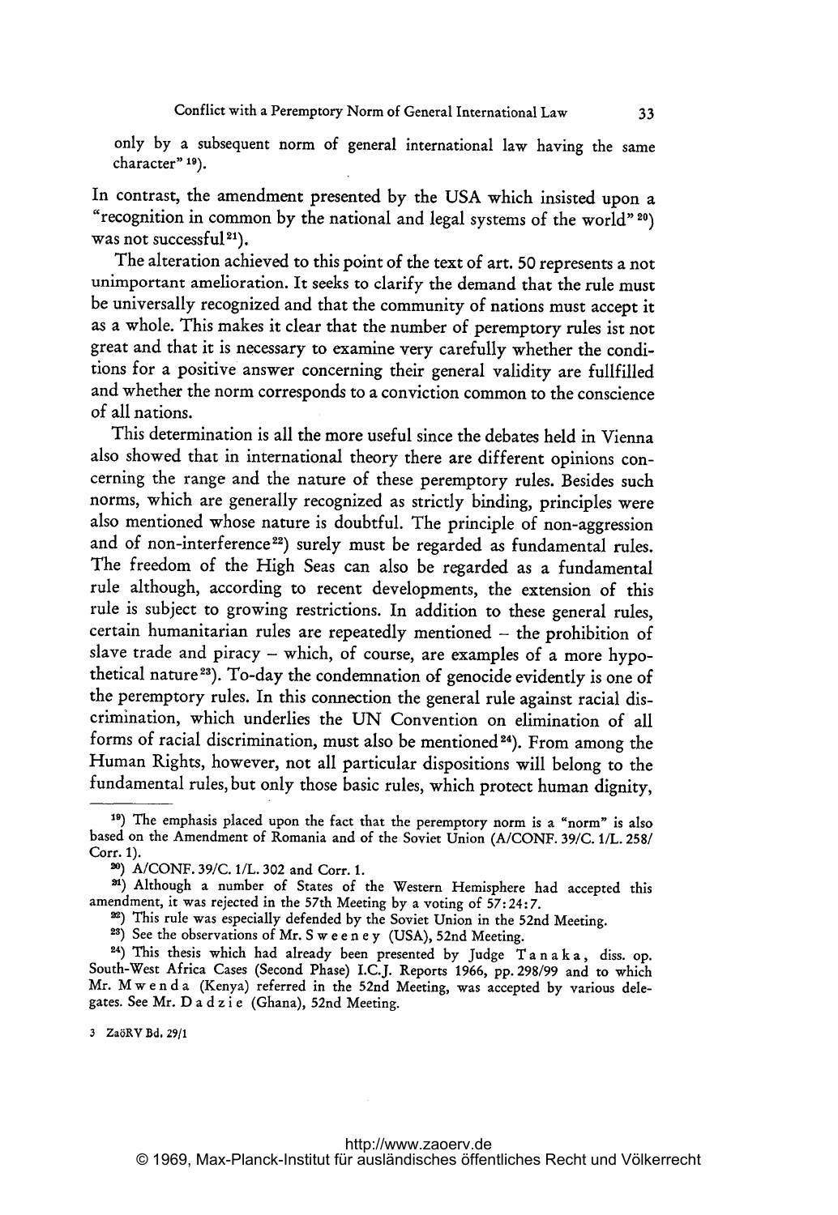only by a subsequent norm of general international law having the same character" [19]).

In contrast, the amendment presented by the USA which insisted upon a "recognition in common by the national and legal systems of the world" [20]) was not successful [21]).

The alteration achieved to this point of the text of art. 50 represents a not unimportant amelioration. It seeks to clarify the demand that the rule must be universally recognized and that the community of nations must accept it as a whole. This makes it clear that the number of peremptory rules ist not great and that it is necessary to examine very carefully whether the conditions for a positive answer concerning their general validity are fullfilled and whether the norm corresponds to a conviction common to the conscience of all nations.

This determination is all the more useful since the debates held in Vienna also showed that in international theory there are different opinions concerning the range and the nature of these peremptory rules. Besides such norms, which are generally recognized as strictly binding, principles were also mentioned whose nature is doubtful. The principle of non-aggression and of non-interference [22]) surely must be regarded as fundamental rules. The freedom of the High Seas can also be regarded as a fundamental rule although, according to recent developments, the extension of this rule is subject to growing restrictions. In addition to these general rules, certain humanitarian rules are repeatedly mentioned – the prohibition of slave trade and piracy – which, of course, are examples of a more hypothetical nature [23]). To-day the condemnation of genocide evidently is one of the peremptory rules. In this connection the general rule against racial discrimination, which underlies the UN Convention on elimination of all forms of racial discrimination, must also be mentioned [24]). From among the Human Rights, however, not all particular dispositions will belong to the fundamental rules, but only those basic rules, which protect human dignity,

---

[19]) The emphasis placed upon the fact that the peremptory norm is a "norm" is also based on the Amendment of Romania and of the Soviet Union (A/CONF. 39/C. 1/L. 258/ Corr. 1).

[20]) A/CONF. 39/C. 1/L. 302 and Corr. 1.

[21]) Although a number of States of the Western Hemisphere had accepted this amendment, it was rejected in the 57th Meeting by a voting of 57:24:7.

[22]) This rule was especially defended by the Soviet Union in the 52nd Meeting.

[23]) See the observations of Mr. Sweeney (USA), 52nd Meeting.

[24]) This thesis which had already been presented by Judge Tanaka, diss. op. South-West Africa Cases (Second Phase) I.C.J. Reports 1966, pp. 298/99 and to which Mr. Mwenda (Kenya) referred in the 52nd Meeting, was accepted by various delegates. See Mr. Dadzie (Ghana), 52nd Meeting.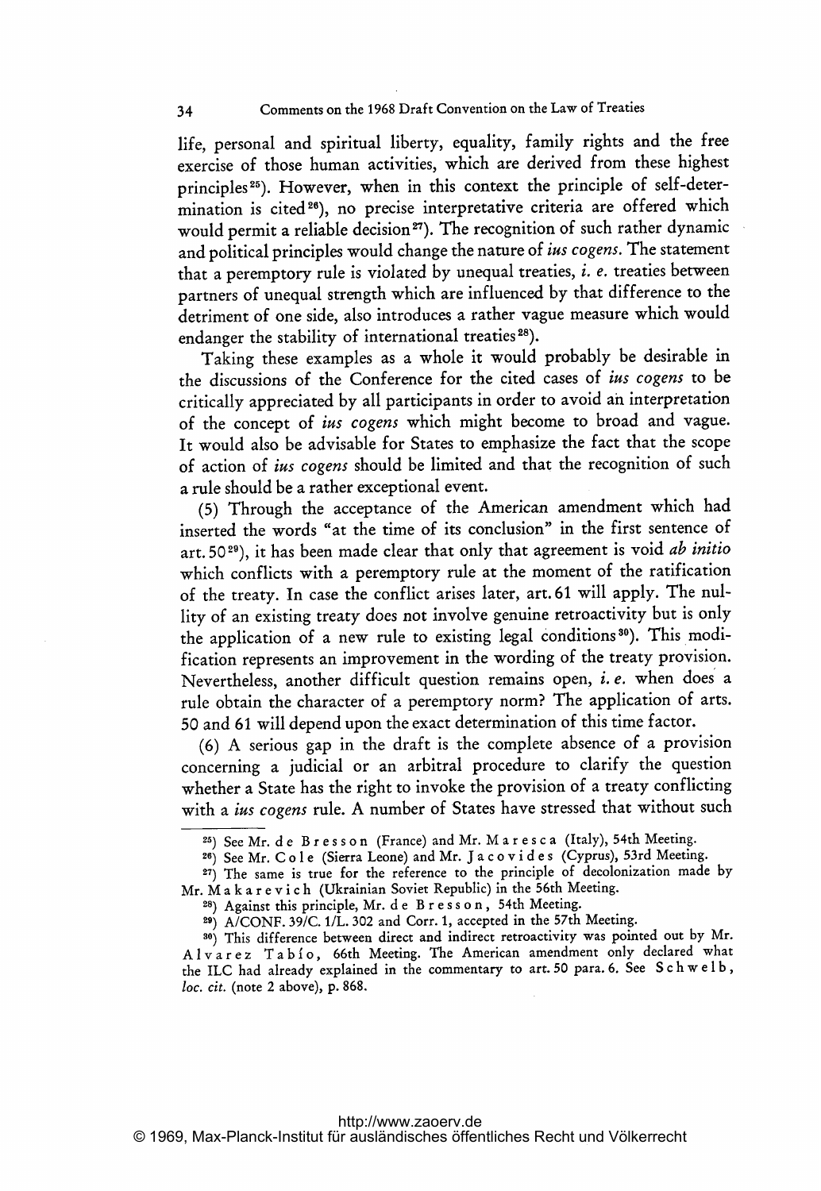life, personal and spiritual liberty, equality, family rights and the free exercise of those human activities, which are derived from these highest principles[25]). However, when in this context the principle of self-determination is cited[26]), no precise interpretative criteria are offered which would permit a reliable decision[27]). The recognition of such rather dynamic and political principles would change the nature of *ius cogens*. The statement that a peremptory rule is violated by unequal treaties, *i. e.* treaties between partners of unequal strength which are influenced by that difference to the detriment of one side, also introduces a rather vague measure which would endanger the stability of international treaties[28]).

Taking these examples as a whole it would probably be desirable in the discussions of the Conference for the cited cases of *ius cogens* to be critically appreciated by all participants in order to avoid an interpretation of the concept of *ius cogens* which might become to broad and vague. It would also be advisable for States to emphasize the fact that the scope of action of *ius cogens* should be limited and that the recognition of such a rule should be a rather exceptional event.

(5) Through the acceptance of the American amendment which had inserted the words "at the time of its conclusion" in the first sentence of art. 50[29]), it has been made clear that only that agreement is void *ab initio* which conflicts with a peremptory rule at the moment of the ratification of the treaty. In case the conflict arises later, art. 61 will apply. The nullity of an existing treaty does not involve genuine retroactivity but is only the application of a new rule to existing legal conditions[30]). This modification represents an improvement in the wording of the treaty provision. Nevertheless, another difficult question remains open, *i. e.* when does a rule obtain the character of a peremptory norm? The application of arts. 50 and 61 will depend upon the exact determination of this time factor.

(6) A serious gap in the draft is the complete absence of a provision concerning a judicial or an arbitral procedure to clarify the question whether a State has the right to invoke the provision of a treaty conflicting with a *ius cogens* rule. A number of States have stressed that without such

---

[25]) See Mr. de Bresson (France) and Mr. Maresca (Italy), 54th Meeting.

[26]) See Mr. Cole (Sierra Leone) and Mr. Jacovides (Cyprus), 53rd Meeting.

[27]) The same is true for the reference to the principle of decolonization made by Mr. Makarevich (Ukrainian Soviet Republic) in the 56th Meeting.

[28]) Against this principle, Mr. de Bresson, 54th Meeting.

[29]) A/CONF. 39/C. 1/L. 302 and Corr. 1, accepted in the 57th Meeting.

[30]) This difference between direct and indirect retroactivity was pointed out by Mr. Alvarez Tabío, 66th Meeting. The American amendment only declared what the ILC had already explained in the commentary to art. 50 para. 6. See Schwelb, *loc. cit.* (note 2 above), p. 868.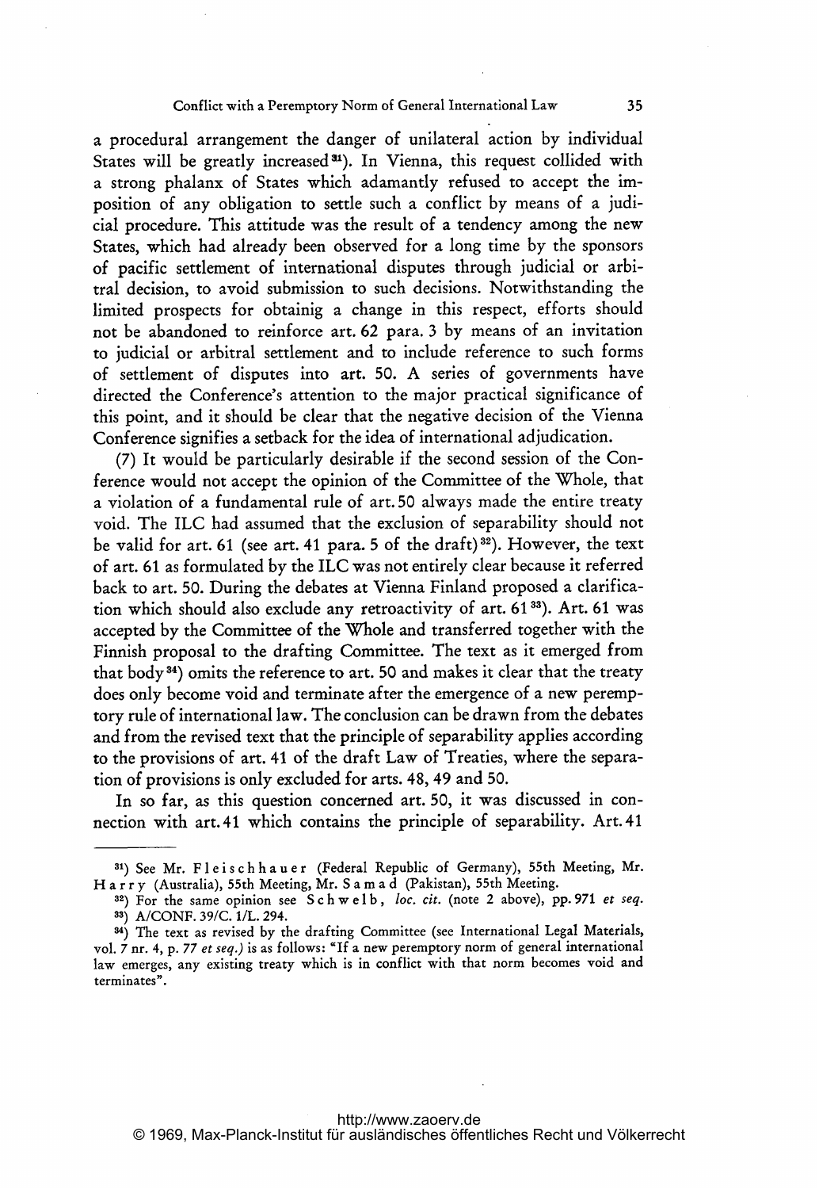a procedural arrangement the danger of unilateral action by individual States will be greatly increased[31]). In Vienna, this request collided with a strong phalanx of States which adamantly refused to accept the imposition of any obligation to settle such a conflict by means of a judicial procedure. This attitude was the result of a tendency among the new States, which had already been observed for a long time by the sponsors of pacific settlement of international disputes through judicial or arbitral decision, to avoid submission to such decisions. Notwithstanding the limited prospects for obtainig a change in this respect, efforts should not be abandoned to reinforce art. 62 para. 3 by means of an invitation to judicial or arbitral settlement and to include reference to such forms of settlement of disputes into art. 50. A series of governments have directed the Conference's attention to the major practical significance of this point, and it should be clear that the negative decision of the Vienna Conference signifies a setback for the idea of international adjudication.

(7) It would be particularly desirable if the second session of the Conference would not accept the opinion of the Committee of the Whole, that a violation of a fundamental rule of art. 50 always made the entire treaty void. The ILC had assumed that the exclusion of separability should not be valid for art. 61 (see art. 41 para. 5 of the draft)[32]). However, the text of art. 61 as formulated by the ILC was not entirely clear because it referred back to art. 50. During the debates at Vienna Finland proposed a clarification which should also exclude any retroactivity of art. 61[33]). Art. 61 was accepted by the Committee of the Whole and transferred together with the Finnish proposal to the drafting Committee. The text as it emerged from that body[34]) omits the reference to art. 50 and makes it clear that the treaty does only become void and terminate after the emergence of a new peremptory rule of international law. The conclusion can be drawn from the debates and from the revised text that the principle of separability applies according to the provisions of art. 41 of the draft Law of Treaties, where the separation of provisions is only excluded for arts. 48, 49 and 50.

In so far, as this question concerned art. 50, it was discussed in connection with art. 41 which contains the principle of separability. Art. 41

---

[31]) See Mr. Fleischhauer (Federal Republic of Germany), 55th Meeting, Mr. Harry (Australia), 55th Meeting, Mr. Samad (Pakistan), 55th Meeting.

[32]) For the same opinion see Schwelb, *loc. cit.* (note 2 above), pp. 971 *et seq.*

[33]) A/CONF. 39/C. 1/L. 294.

[34]) The text as revised by the drafting Committee (see International Legal Materials, vol. 7 nr. 4, p. 77 *et seq.*) is as follows: "If a new peremptory norm of general international law emerges, any existing treaty which is in conflict with that norm becomes void and terminates".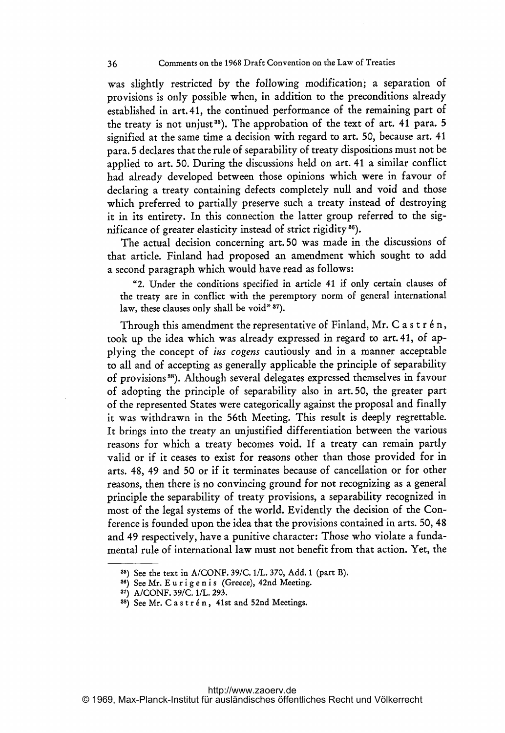was slightly restricted by the following modification; a separation of provisions is only possible when, in addition to the preconditions already established in art. 41, the continued performance of the remaining part of the treaty is not unjust[35]). The approbation of the text of art. 41 para. 5 signified at the same time a decision with regard to art. 50, because art. 41 para. 5 declares that the rule of separability of treaty dispositions must not be applied to art. 50. During the discussions held on art. 41 a similar conflict had already developed between those opinions which were in favour of declaring a treaty containing defects completely null and void and those which preferred to partially preserve such a treaty instead of destroying it in its entirety. In this connection the latter group referred to the significance of greater elasticity instead of strict rigidity[36]).

The actual decision concerning art. 50 was made in the discussions of that article. Finland had proposed an amendment which sought to add a second paragraph which would have read as follows:

> "2. Under the conditions specified in article 41 if only certain clauses of the treaty are in conflict with the peremptory norm of general international law, these clauses only shall be void"[37]).

Through this amendment the representative of Finland, Mr. Castrén, took up the idea which was already expressed in regard to art. 41, of applying the concept of *ius cogens* cautiously and in a manner acceptable to all and of accepting as generally applicable the principle of separability of provisions[38]). Although several delegates expressed themselves in favour of adopting the principle of separability also in art. 50, the greater part of the represented States were categorically against the proposal and finally it was withdrawn in the 56th Meeting. This result is deeply regrettable. It brings into the treaty an unjustified differentiation between the various reasons for which a treaty becomes void. If a treaty can remain partly valid or if it ceases to exist for reasons other than those provided for in arts. 48, 49 and 50 or if it terminates because of cancellation or for other reasons, then there is no convincing ground for not recognizing as a general principle the separability of treaty provisions, a separability recognized in most of the legal systems of the world. Evidently the decision of the Conference is founded upon the idea that the provisions contained in arts. 50, 48 and 49 respectively, have a punitive character: Those who violate a fundamental rule of international law must not benefit from that action. Yet, the

[35]) See the text in A/CONF. 39/C. 1/L. 370, Add. 1 (part B).

[36]) See Mr. Eurigenis (Greece), 42nd Meeting.

[37]) A/CONF. 39/C. 1/L. 293.

[38]) See Mr. Castrén, 41st and 52nd Meetings.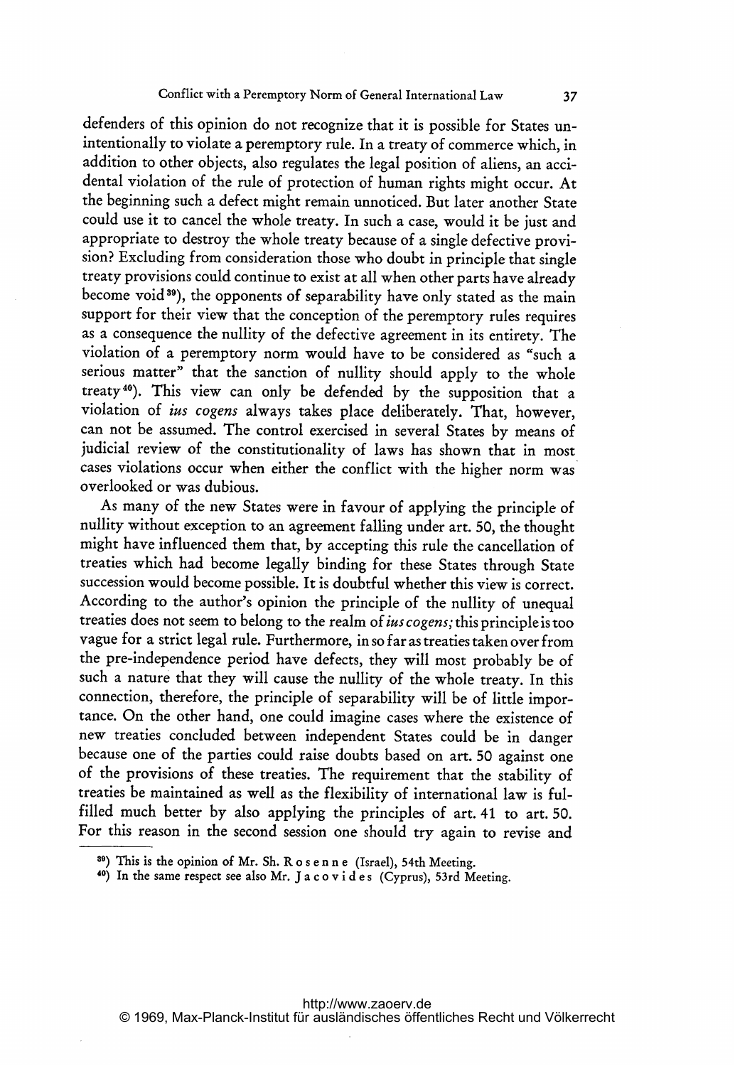defenders of this opinion do not recognize that it is possible for States unintentionally to violate a peremptory rule. In a treaty of commerce which, in addition to other objects, also regulates the legal position of aliens, an accidental violation of the rule of protection of human rights might occur. At the beginning such a defect might remain unnoticed. But later another State could use it to cancel the whole treaty. In such a case, would it be just and appropriate to destroy the whole treaty because of a single defective provision? Excluding from consideration those who doubt in principle that single treaty provisions could continue to exist at all when other parts have already become void[39]), the opponents of separability have only stated as the main support for their view that the conception of the peremptory rules requires as a consequence the nullity of the defective agreement in its entirety. The violation of a peremptory norm would have to be considered as "such a serious matter" that the sanction of nullity should apply to the whole treaty[40]). This view can only be defended by the supposition that a violation of *ius cogens* always takes place deliberately. That, however, can not be assumed. The control exercised in several States by means of judicial review of the constitutionality of laws has shown that in most cases violations occur when either the conflict with the higher norm was overlooked or was dubious.

As many of the new States were in favour of applying the principle of nullity without exception to an agreement falling under art. 50, the thought might have influenced them that, by accepting this rule the cancellation of treaties which had become legally binding for these States through State succession would become possible. It is doubtful whether this view is correct. According to the author's opinion the principle of the nullity of unequal treaties does not seem to belong to the realm of *ius cogens;* this principle is too vague for a strict legal rule. Furthermore, in so far as treaties taken over from the pre-independence period have defects, they will most probably be of such a nature that they will cause the nullity of the whole treaty. In this connection, therefore, the principle of separability will be of little importance. On the other hand, one could imagine cases where the existence of new treaties concluded between independent States could be in danger because one of the parties could raise doubts based on art. 50 against one of the provisions of these treaties. The requirement that the stability of treaties be maintained as well as the flexibility of international law is fulfilled much better by also applying the principles of art. 41 to art. 50. For this reason in the second session one should try again to revise and

---

[39]) This is the opinion of Mr. Sh. Rosenne (Israel), 54th Meeting.

[40]) In the same respect see also Mr. Jacovides (Cyprus), 53rd Meeting.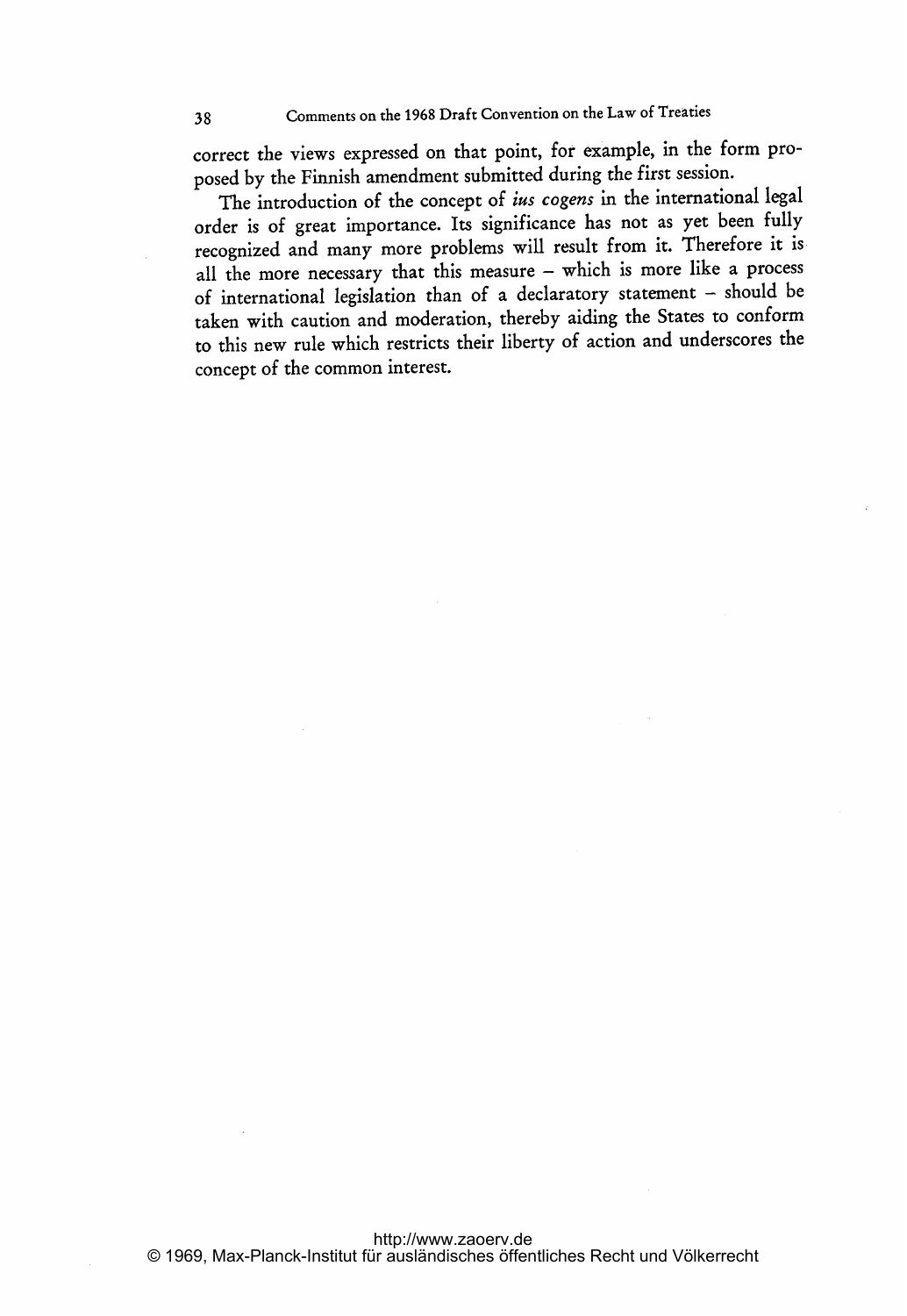correct the views expressed on that point, for example, in the form proposed by the Finnish amendment submitted during the first session.

The introduction of the concept of *ius cogens* in the international legal order is of great importance. Its significance has not as yet been fully recognized and many more problems will result from it. Therefore it is all the more necessary that this measure – which is more like a process of international legislation than of a declaratory statement – should be taken with caution and moderation, thereby aiding the States to conform to this new rule which restricts their liberty of action and underscores the concept of the common interest.